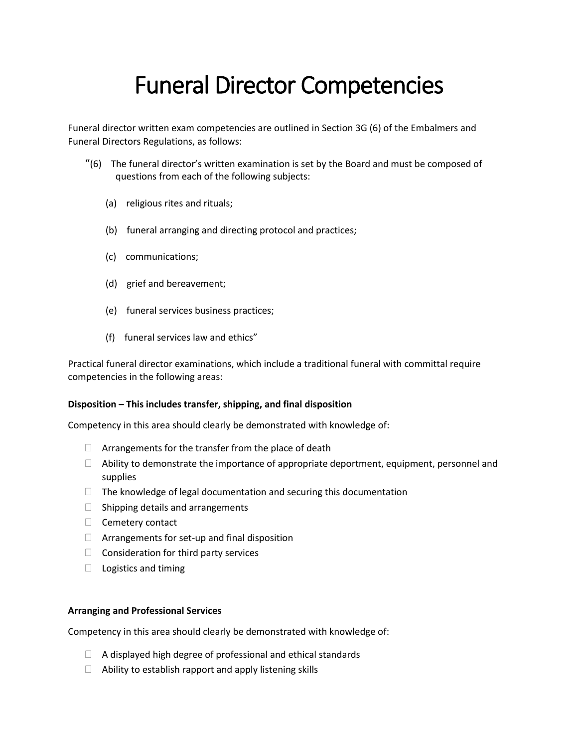# Funeral Director Competencies

Funeral director written exam competencies are outlined in Section 3G (6) of the Embalmers and Funeral Directors Regulations, as follows:

> "(6) The funeral director's written examination is set by the Board and must be composed of questions from each of the following subjects:
>
> (a) religious rites and rituals;
>
> (b) funeral arranging and directing protocol and practices;
>
> (c) communications;
>
> (d) grief and bereavement;
>
> (e) funeral services business practices;
>
> (f) funeral services law and ethics"

Practical funeral director examinations, which include a traditional funeral with committal require competencies in the following areas:

**Disposition – This includes transfer, shipping, and final disposition**

Competency in this area should clearly be demonstrated with knowledge of:

- Arrangements for the transfer from the place of death
- Ability to demonstrate the importance of appropriate deportment, equipment, personnel and supplies
- The knowledge of legal documentation and securing this documentation
- Shipping details and arrangements
- Cemetery contact
- Arrangements for set-up and final disposition
- Consideration for third party services
- Logistics and timing

**Arranging and Professional Services**

Competency in this area should clearly be demonstrated with knowledge of:

- A displayed high degree of professional and ethical standards
- Ability to establish rapport and apply listening skills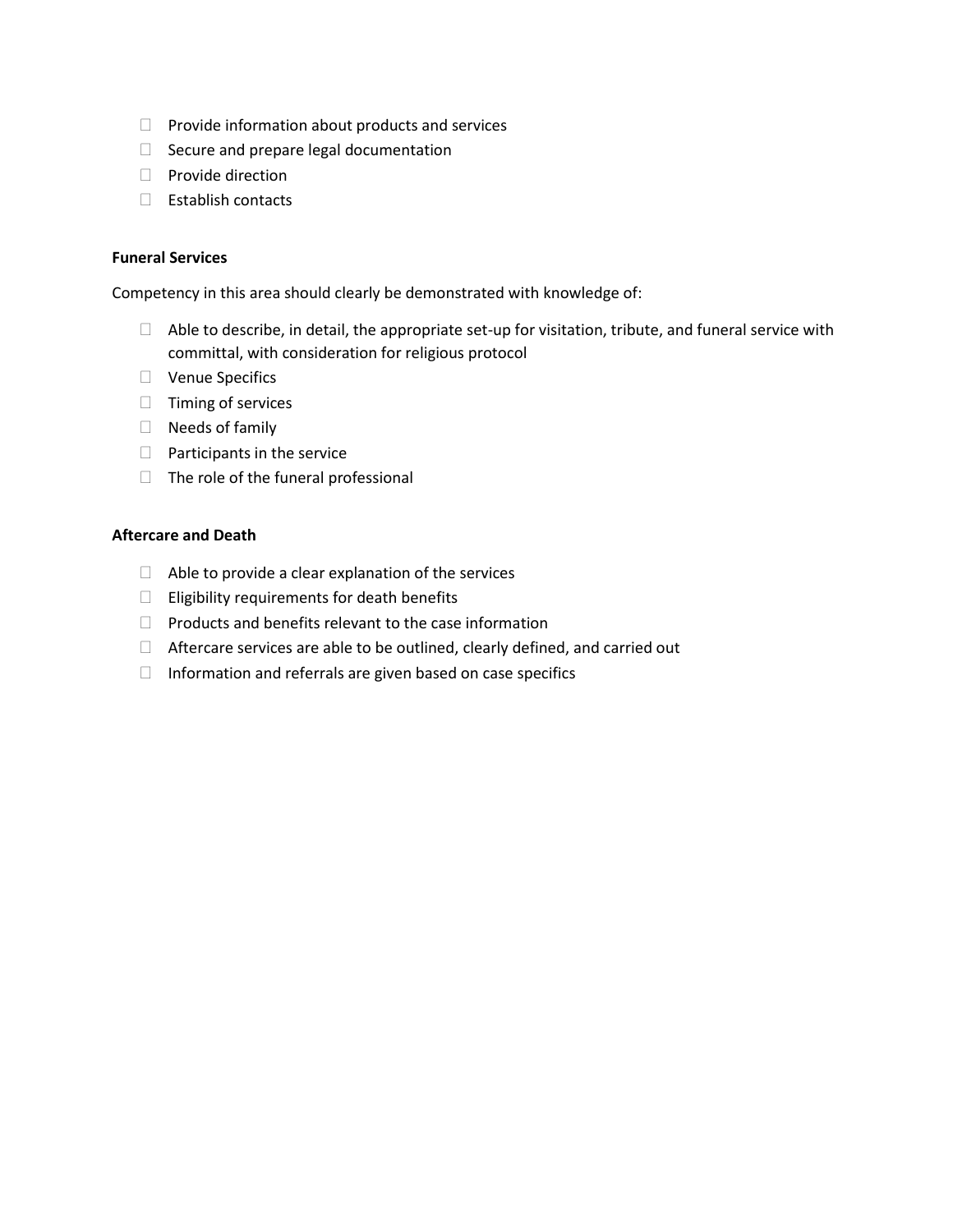- Provide information about products and services
- Secure and prepare legal documentation
- Provide direction
- Establish contacts

**Funeral Services**

Competency in this area should clearly be demonstrated with knowledge of:

- Able to describe, in detail, the appropriate set-up for visitation, tribute, and funeral service with committal, with consideration for religious protocol
- Venue Specifics
- Timing of services
- Needs of family
- Participants in the service
- The role of the funeral professional

**Aftercare and Death**

- Able to provide a clear explanation of the services
- Eligibility requirements for death benefits
- Products and benefits relevant to the case information
- Aftercare services are able to be outlined, clearly defined, and carried out
- Information and referrals are given based on case specifics